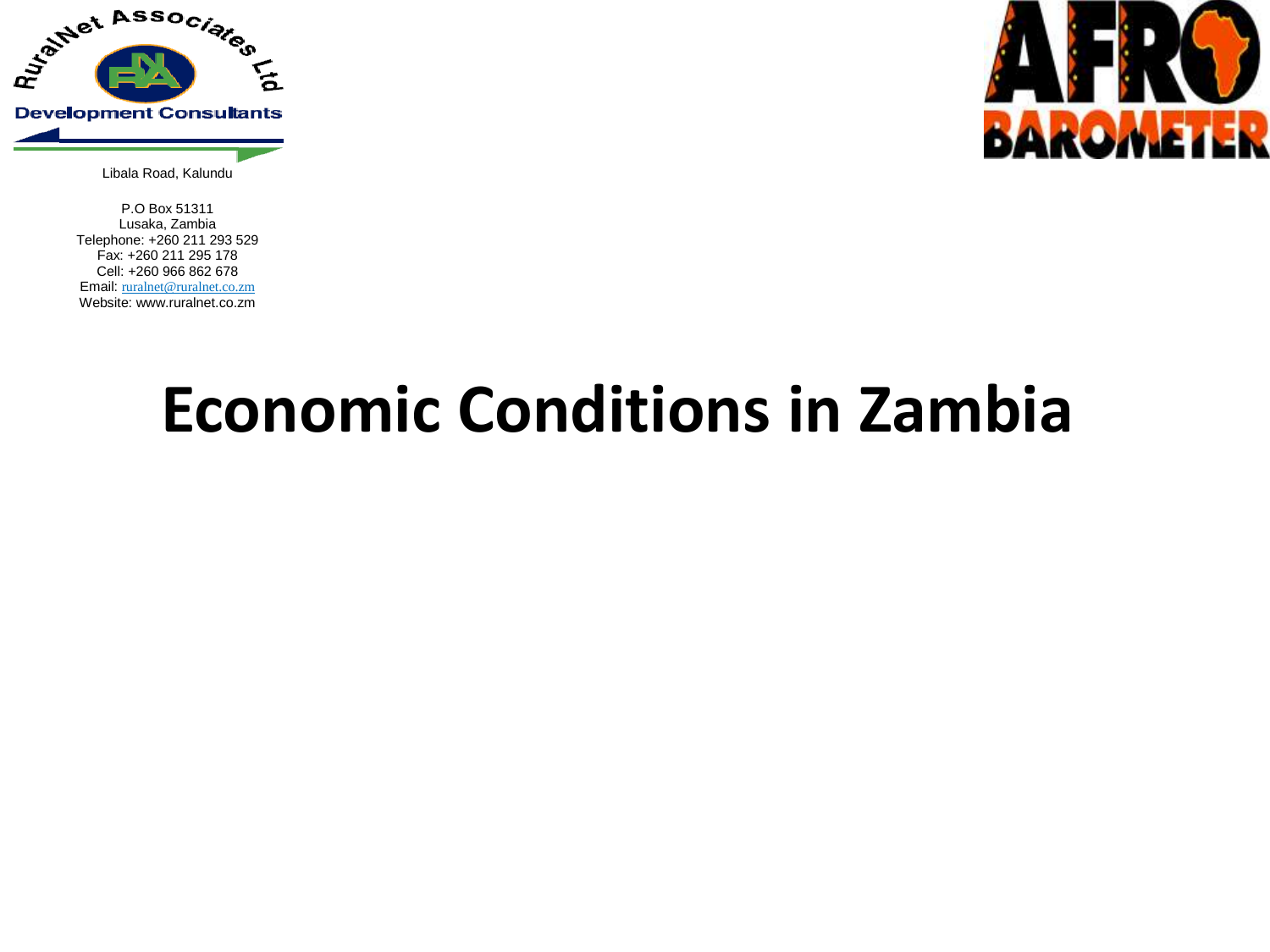RuralNet Associates Ltd

Development Consultants

Libala Road, Kalundu

P.O Box 51311
Lusaka, Zambia
Telephone: +260 211 293 529
Fax: +260 211 295 178
Cell: +260 966 862 678
Email: ruralnet@ruralnet.co.zm
Website: www.ruralnet.co.zm

AFRO BAROMETER

# Economic Conditions in Zambia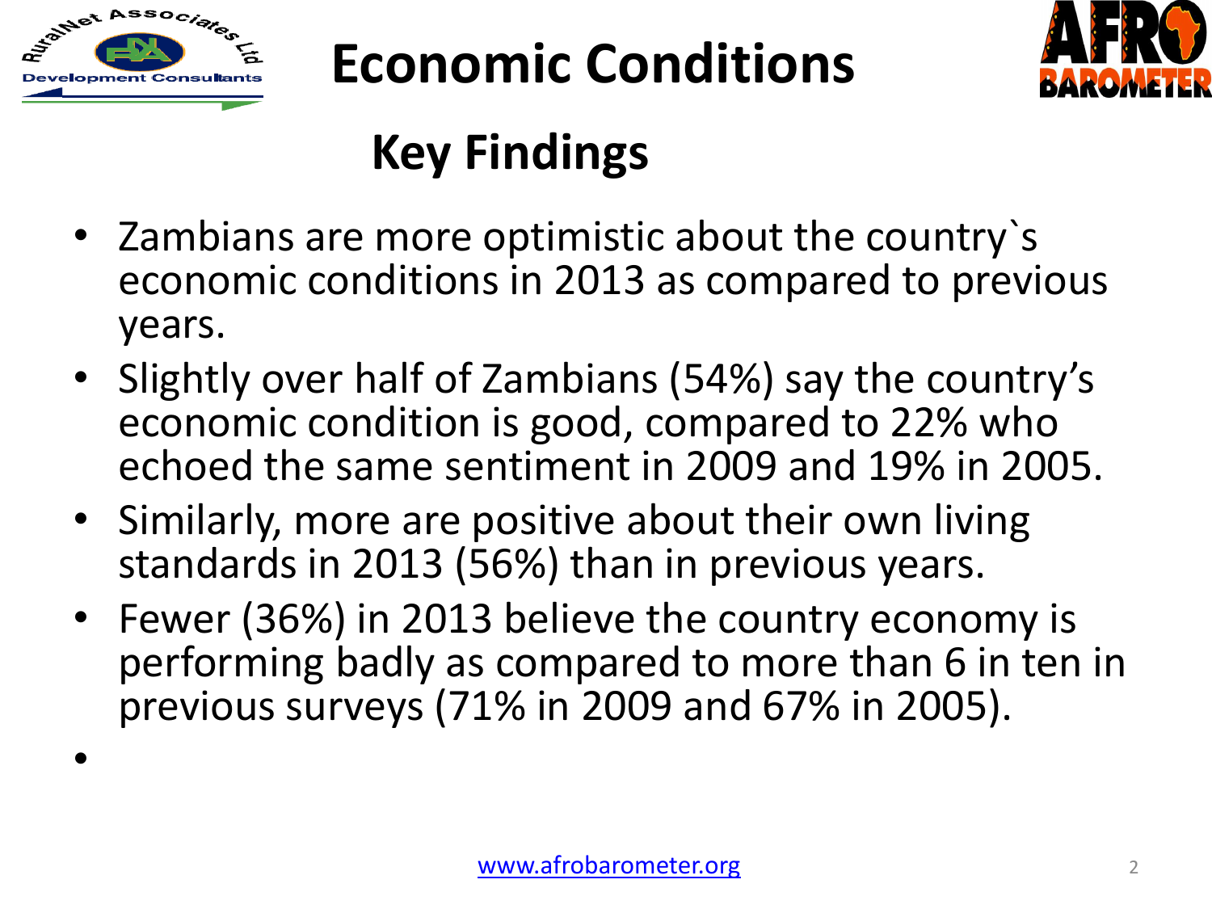# Economic Conditions

## Key Findings

- Zambians are more optimistic about the country`s economic conditions in 2013 as compared to previous years.
- Slightly over half of Zambians (54%) say the country's economic condition is good, compared to 22% who echoed the same sentiment in 2009 and 19% in 2005.
- Similarly, more are positive about their own living standards in 2013 (56%) than in previous years.
- Fewer (36%) in 2013 believe the country economy is performing badly as compared to more than 6 in ten in previous surveys (71% in 2009 and 67% in 2005).

www.afrobarometer.org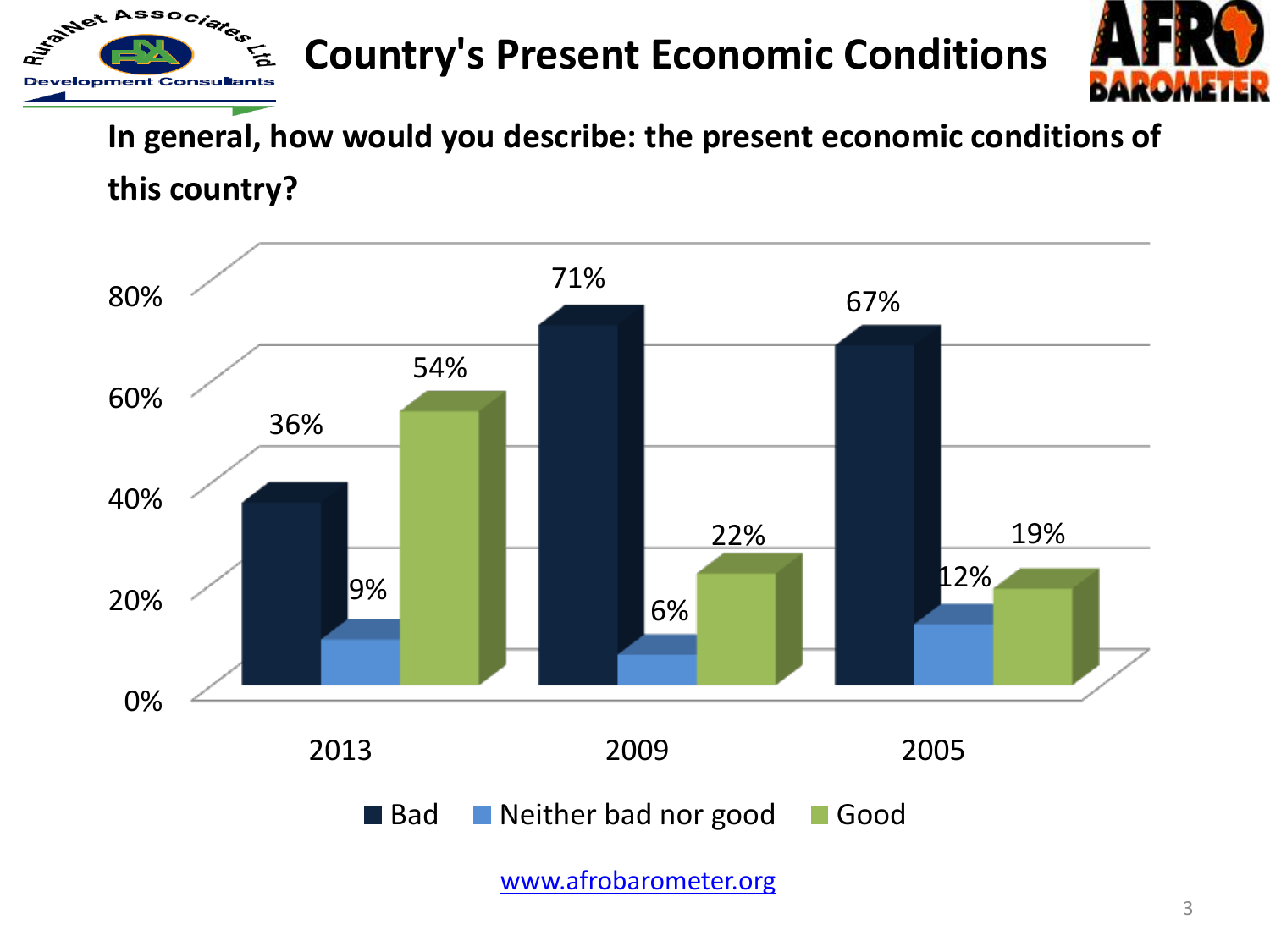# Country's Present Economic Conditions

**In general, how would you describe: the present economic conditions of this country?**

| | Bad | Neither bad nor good | Good |
|---|---|---|---|
| 2013 | 36% | 9% | 54% |
| 2009 | 71% | 6% | 22% |
| 2005 | 67% | 12% | 19% |

www.afrobarometer.org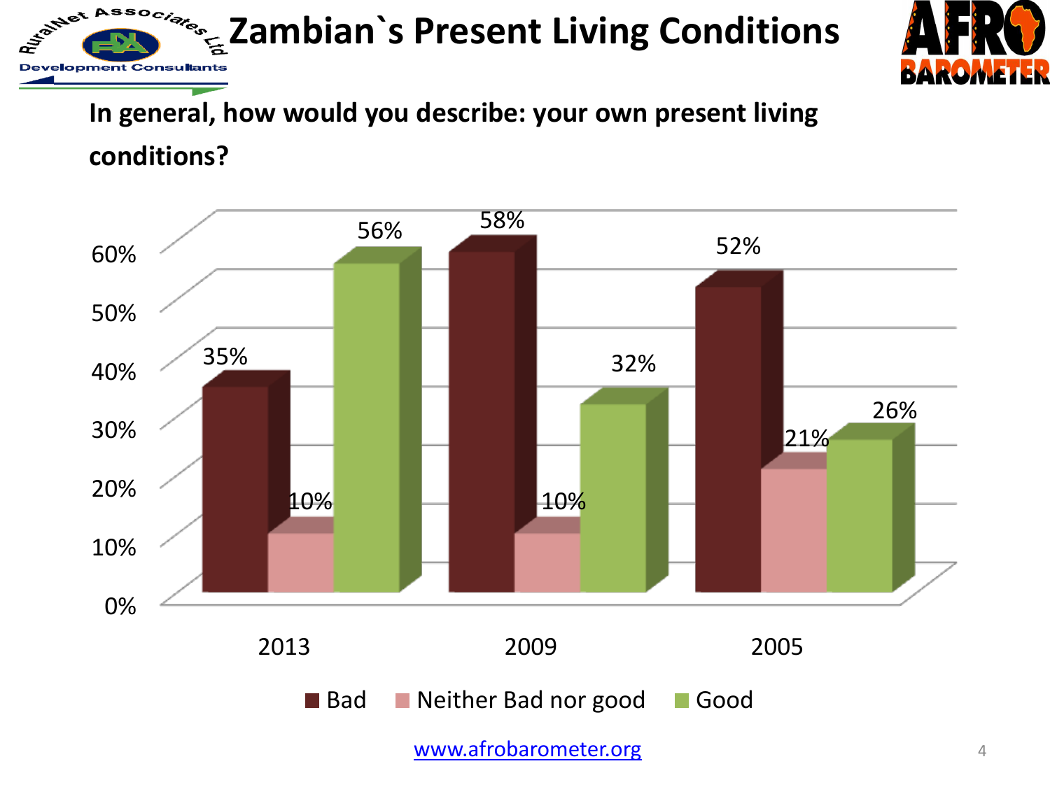# Zambian`s Present Living Conditions

**In general, how would you describe: your own present living conditions?**

| | Bad | Neither Bad nor good | Good |
|---|---|---|---|
| 2013 | 35% | 10% | 56% |
| 2009 | 58% | 10% | 32% |
| 2005 | 52% | 21% | 26% |

www.afrobarometer.org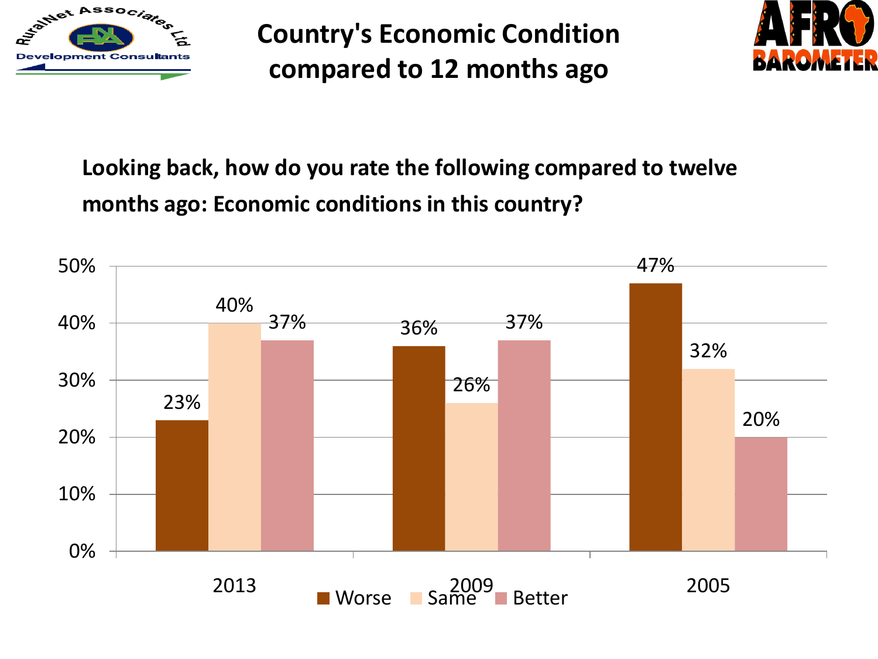# Country's Economic Condition compared to 12 months ago

**Looking back, how do you rate the following compared to twelve months ago: Economic conditions in this country?**

| | Worse | Same | Better |
|---|---|---|---|
| 2013 | 23% | 40% | 37% |
| 2009 | 36% | 26% | 37% |
| 2005 | 47% | 32% | 20% |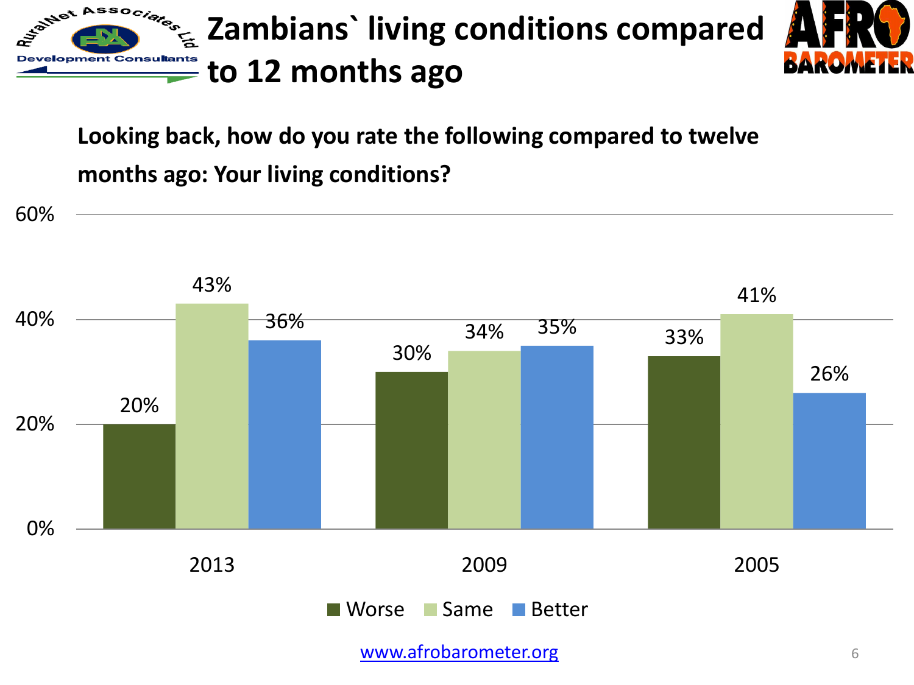# Zambians` living conditions compared to 12 months ago

**Looking back, how do you rate the following compared to twelve months ago: Your living conditions?**

| | Worse | Same | Better |
|---|---|---|---|
| 2013 | 20% | 43% | 36% |
| 2009 | 30% | 34% | 35% |
| 2005 | 33% | 41% | 26% |

www.afrobarometer.org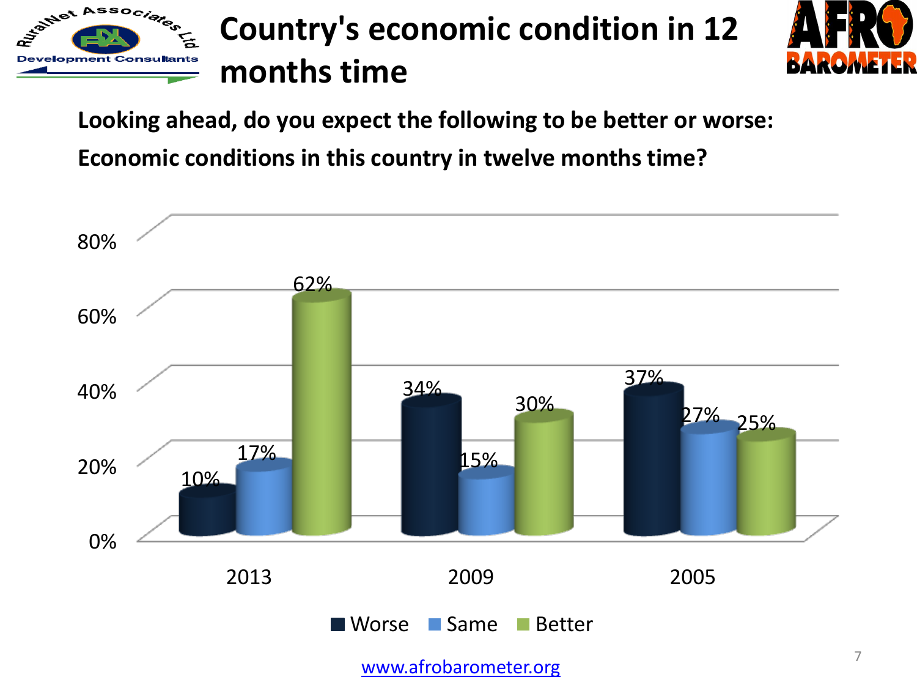# Country's economic condition in 12 months time

**Looking ahead, do you expect the following to be better or worse: Economic conditions in this country in twelve months time?**

| | Worse | Same | Better |
|---|---|---|---|
| 2013 | 10% | 17% | 62% |
| 2009 | 34% | 15% | 30% |
| 2005 | 37% | 27% | 25% |

www.afrobarometer.org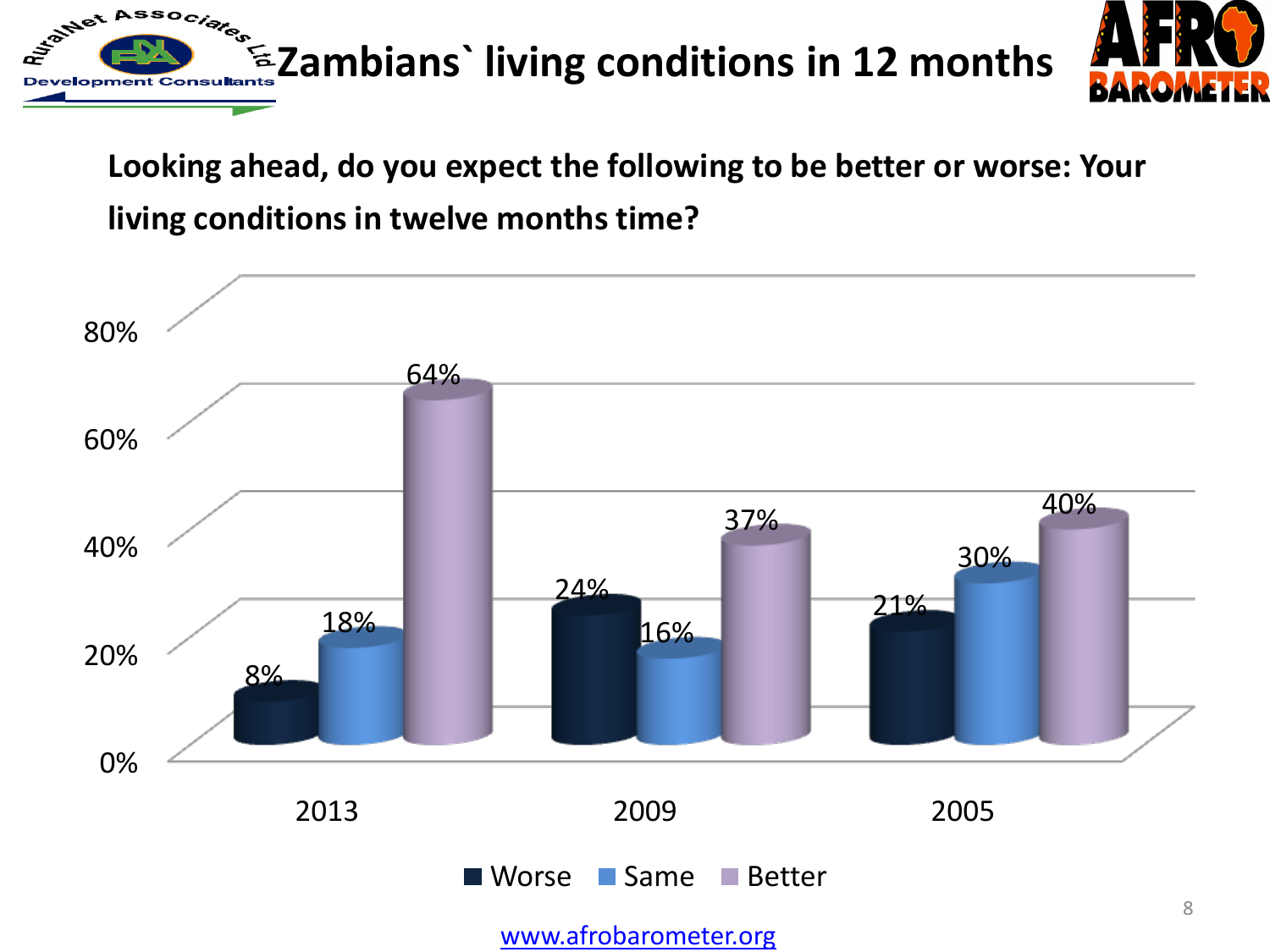# Zambians` living conditions in 12 months

**Looking ahead, do you expect the following to be better or worse: Your living conditions in twelve months time?**

| | Worse | Same | Better |
|---|---|---|---|
| 2013 | 8% | 18% | 64% |
| 2009 | 24% | 16% | 37% |
| 2005 | 21% | 30% | 40% |

www.afrobarometer.org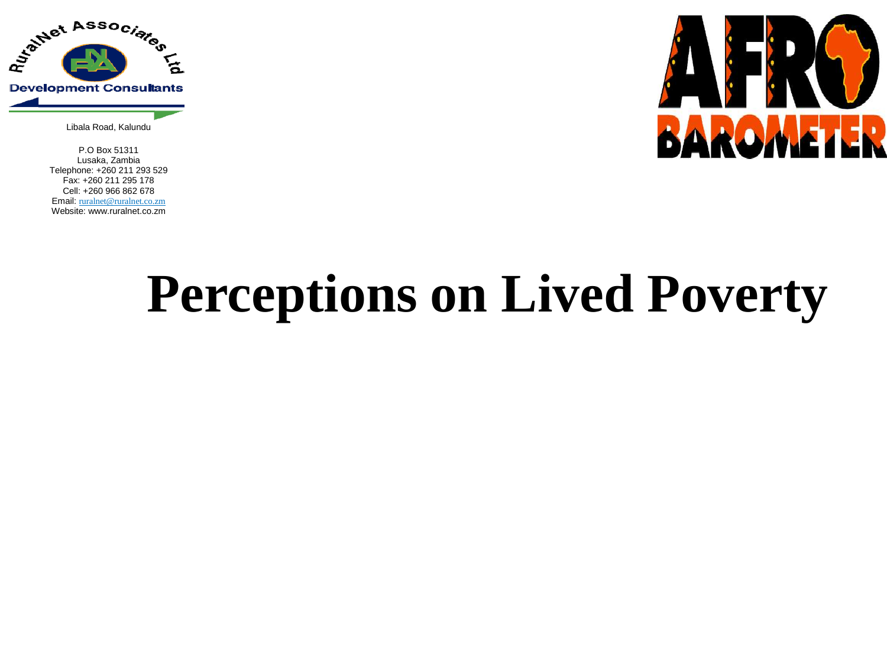RuralNet Associates Ltd

Development Consultants

Libala Road, Kalundu

P.O Box 51311
Lusaka, Zambia
Telephone: +260 211 293 529
Fax: +260 211 295 178
Cell: +260 966 862 678
Email: ruralnet@ruralnet.co.zm
Website: www.ruralnet.co.zm

AFRO BAROMETER

# Perceptions on Lived Poverty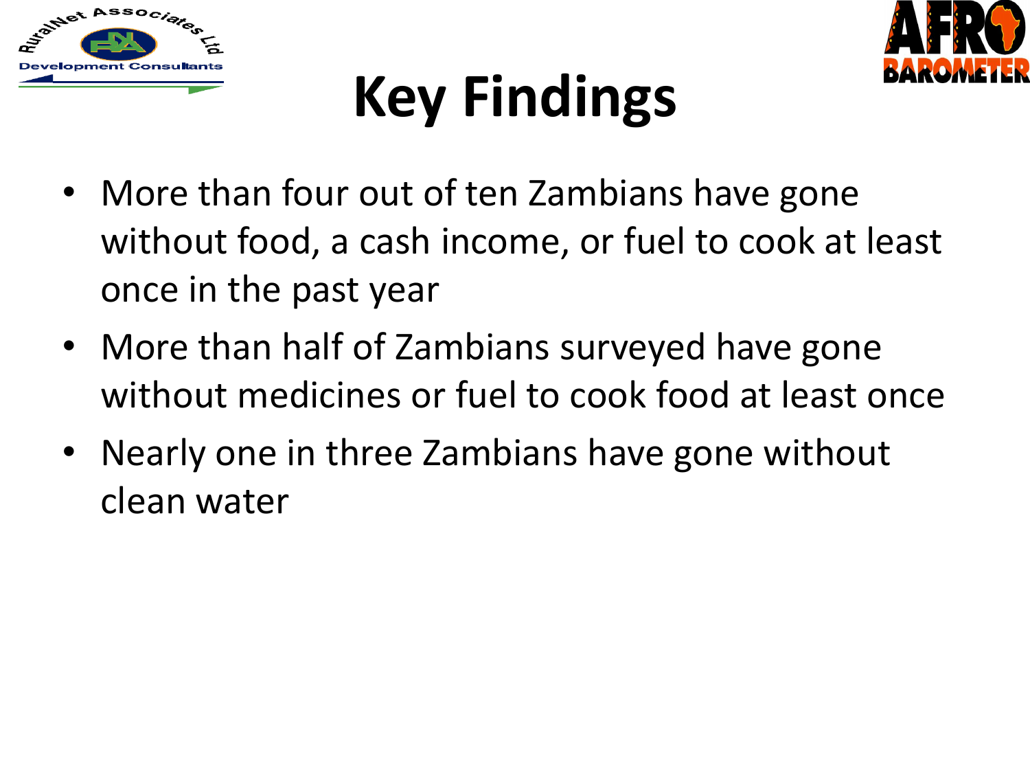# Key Findings

- More than four out of ten Zambians have gone without food, a cash income, or fuel to cook at least once in the past year
- More than half of Zambians surveyed have gone without medicines or fuel to cook food at least once
- Nearly one in three Zambians have gone without clean water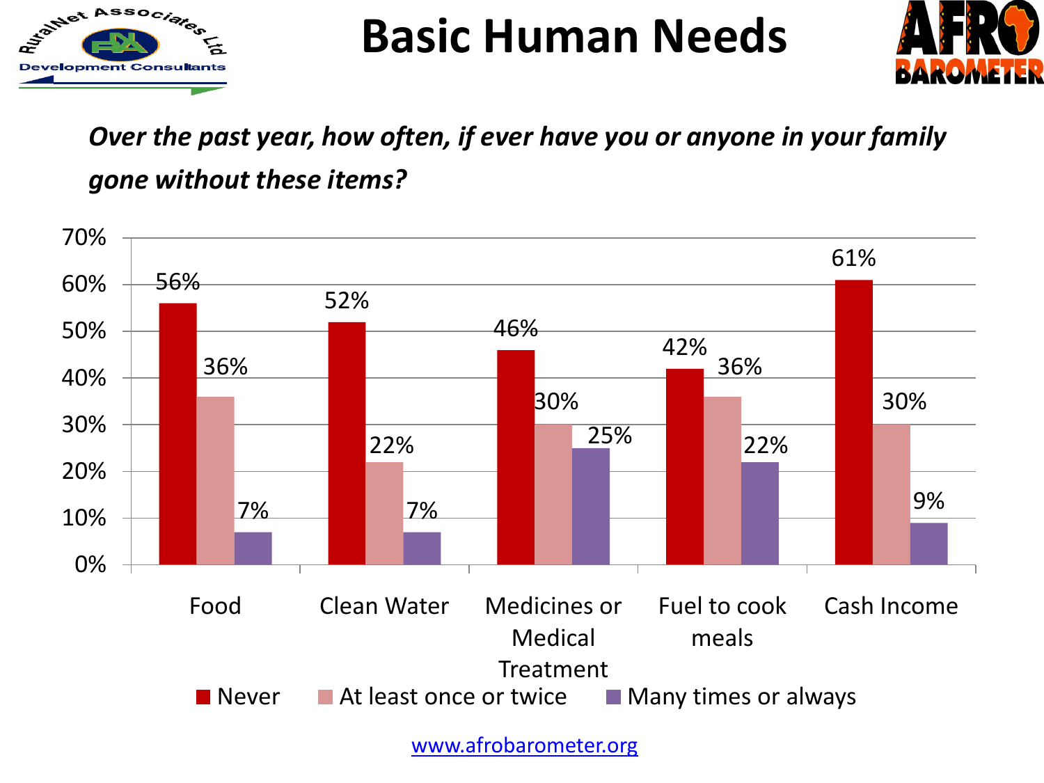# Basic Human Needs

*Over the past year, how often, if ever have you or anyone in your family gone without these items?*

| | Never | At least once or twice | Many times or always |
|---|---|---|---|
| Food | 56% | 36% | 7% |
| Clean Water | 52% | 22% | 7% |
| Medicines or Medical Treatment | 46% | 30% | 25% |
| Fuel to cook meals | 42% | 36% | 22% |
| Cash Income | 61% | 30% | 9% |

www.afrobarometer.org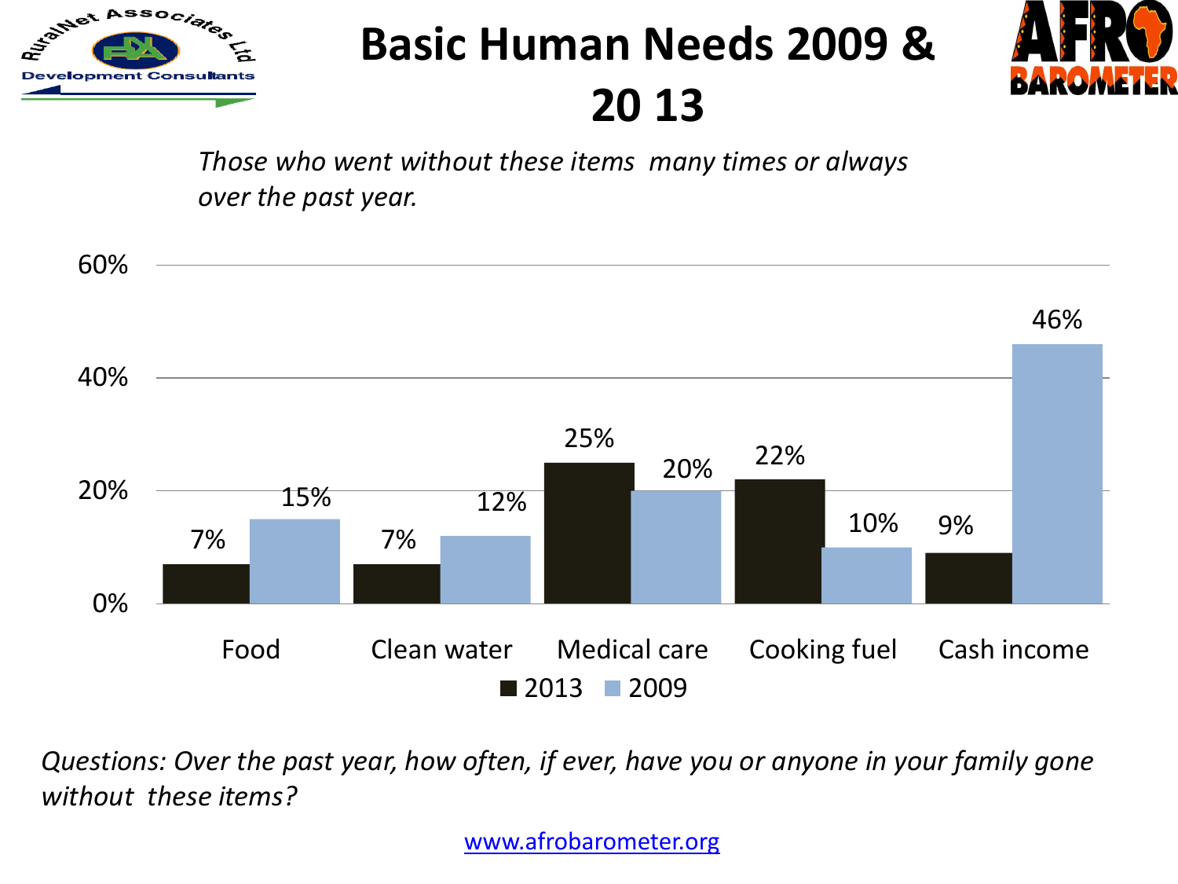# Basic Human Needs 2009 & 20 13

*Those who went without these items many times or always over the past year.*

| | 2013 | 2009 |
|---|---|---|
| Food | 7% | 15% |
| Clean water | 7% | 12% |
| Medical care | 25% | 20% |
| Cooking fuel | 22% | 10% |
| Cash income | 9% | 46% |

*Questions: Over the past year, how often, if ever, have you or anyone in your family gone without these items?*

www.afrobarometer.org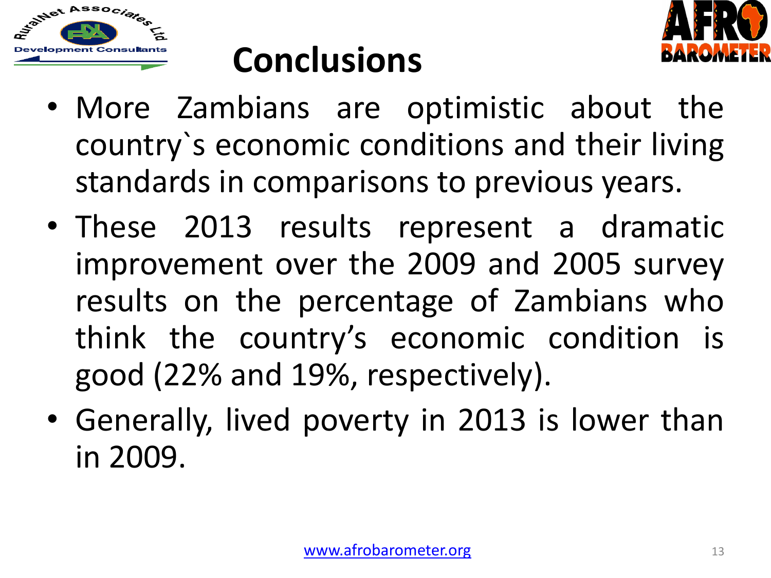# Conclusions

- More Zambians are optimistic about the country`s economic conditions and their living standards in comparisons to previous years.
- These 2013 results represent a dramatic improvement over the 2009 and 2005 survey results on the percentage of Zambians who think the country's economic condition is good (22% and 19%, respectively).
- Generally, lived poverty in 2013 is lower than in 2009.

www.afrobarometer.org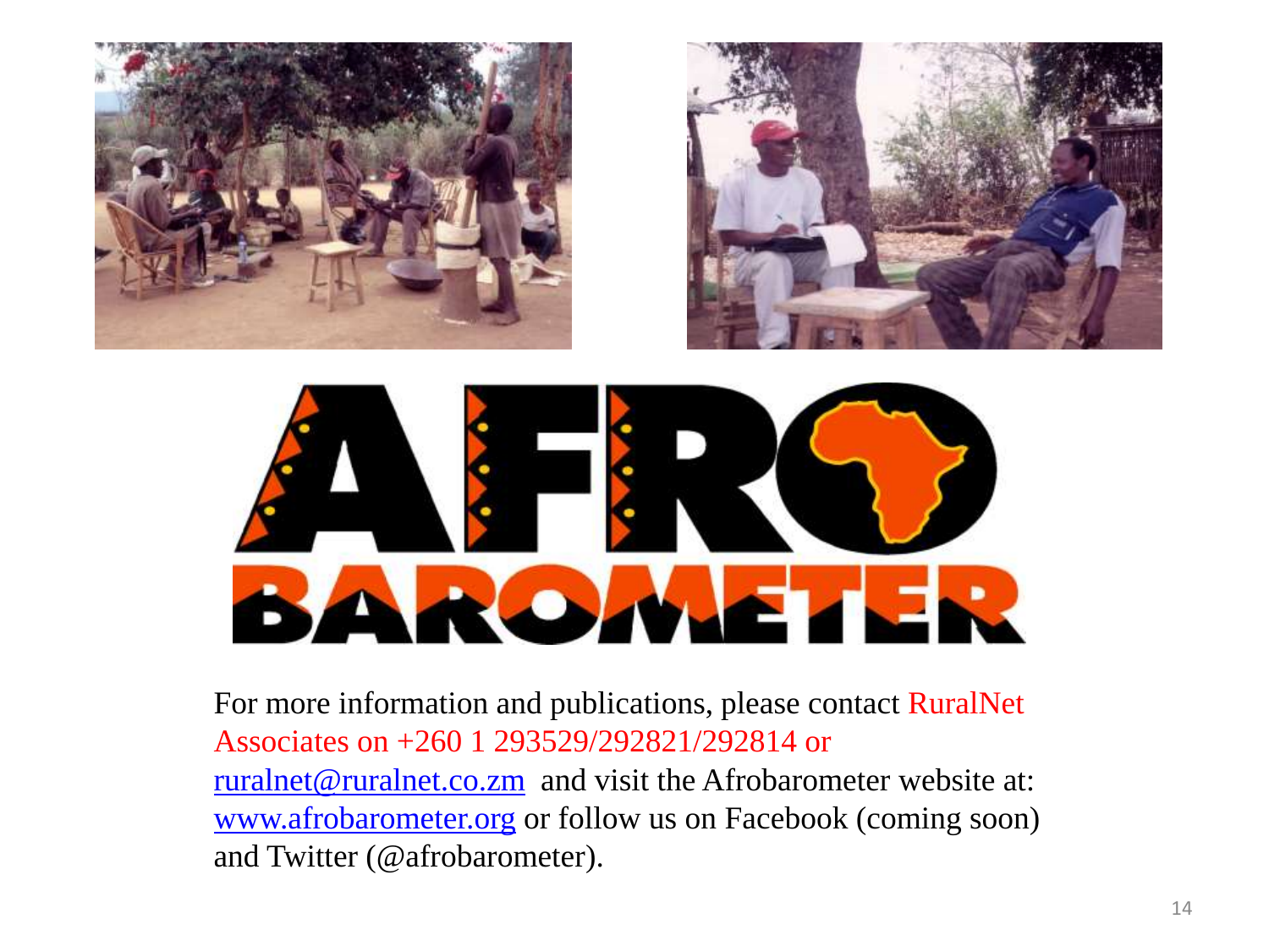For more information and publications, please contact RuralNet Associates on +260 1 293529/292821/292814 or ruralnet@ruralnet.co.zm and visit the Afrobarometer website at: www.afrobarometer.org or follow us on Facebook (coming soon) and Twitter (@afrobarometer).